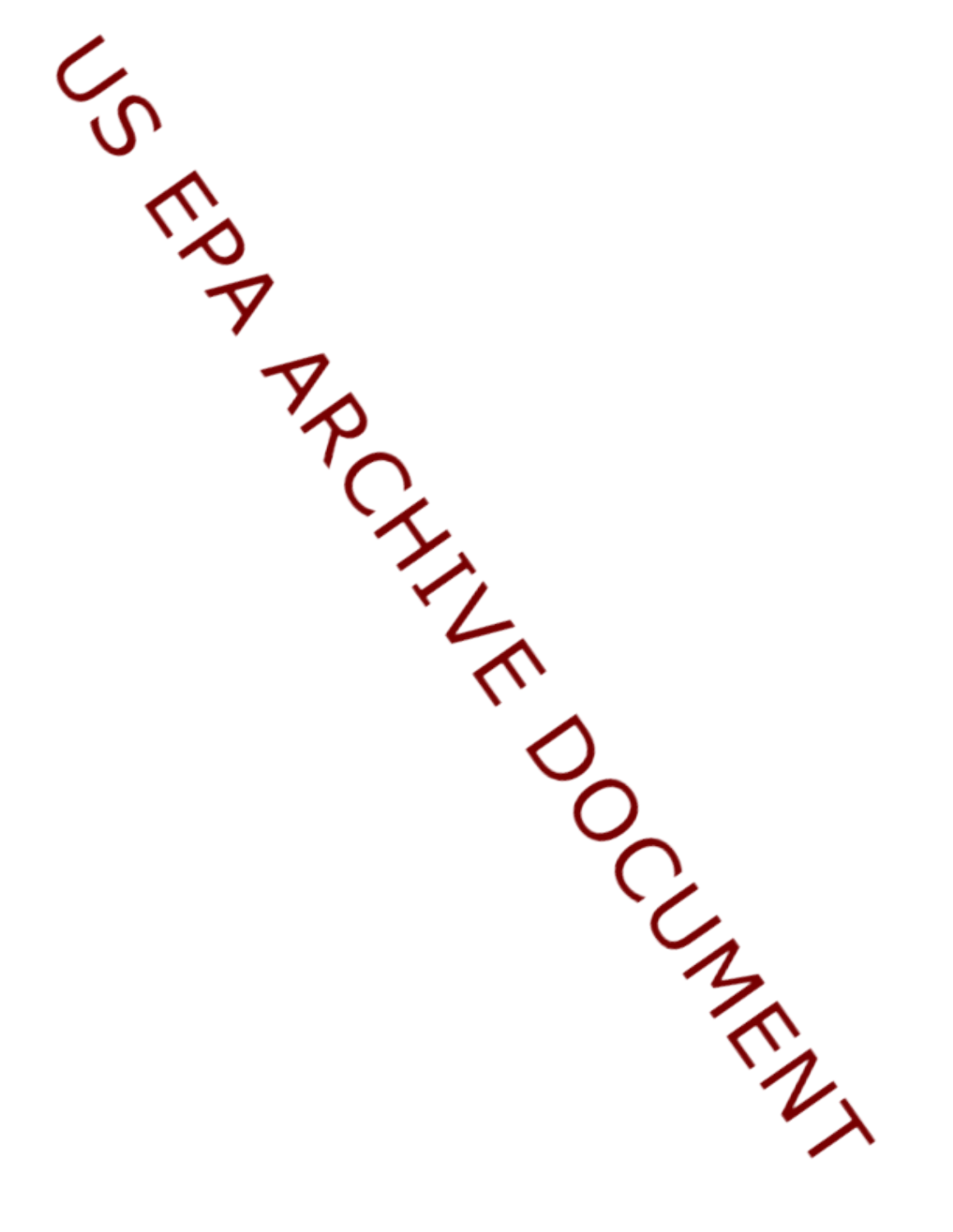US EPA ARCHIVE DOCUMENT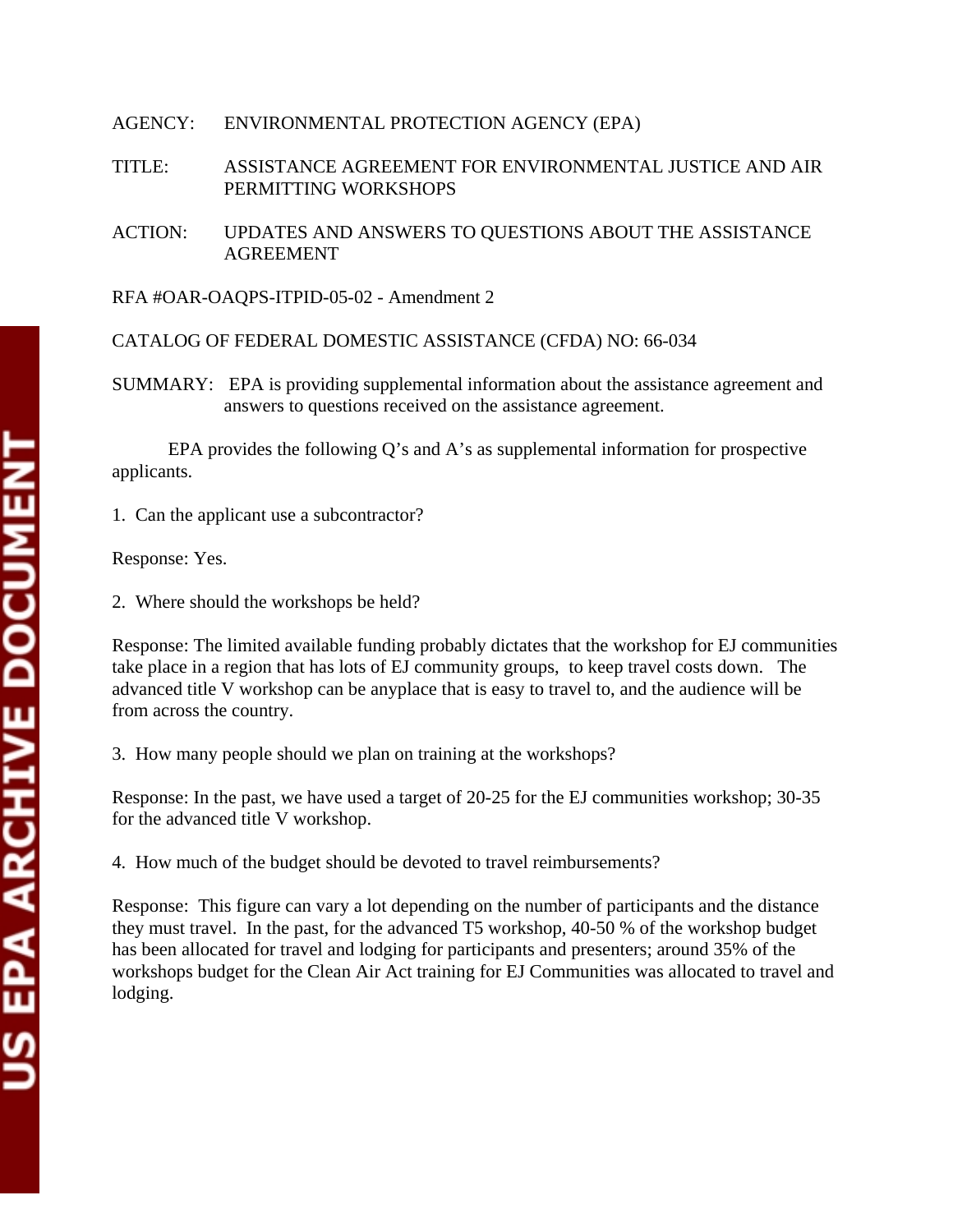AGENCY: ENVIRONMENTAL PROTECTION AGENCY (EPA)

TITLE: ASSISTANCE AGREEMENT FOR ENVIRONMENTAL JUSTICE AND AIR PERMITTING WORKSHOPS

ACTION: UPDATES AND ANSWERS TO QUESTIONS ABOUT THE ASSISTANCE AGREEMENT

RFA #OAR-OAQPS-ITPID-05-02 - Amendment 2

CATALOG OF FEDERAL DOMESTIC ASSISTANCE (CFDA) NO: 66-034

SUMMARY: EPA is providing supplemental information about the assistance agreement and answers to questions received on the assistance agreement.

EPA provides the following Q's and A's as supplemental information for prospective applicants.

1. Can the applicant use a subcontractor?

Response: Yes.

2. Where should the workshops be held?

Response: The limited available funding probably dictates that the workshop for EJ communities take place in a region that has lots of EJ community groups, to keep travel costs down. The advanced title V workshop can be anyplace that is easy to travel to, and the audience will be from across the country.

3. How many people should we plan on training at the workshops?

Response: In the past, we have used a target of 20-25 for the EJ communities workshop; 30-35 for the advanced title V workshop.

4. How much of the budget should be devoted to travel reimbursements?

Response: This figure can vary a lot depending on the number of participants and the distance they must travel. In the past, for the advanced T5 workshop, 40-50 % of the workshop budget has been allocated for travel and lodging for participants and presenters; around 35% of the workshops budget for the Clean Air Act training for EJ Communities was allocated to travel and lodging.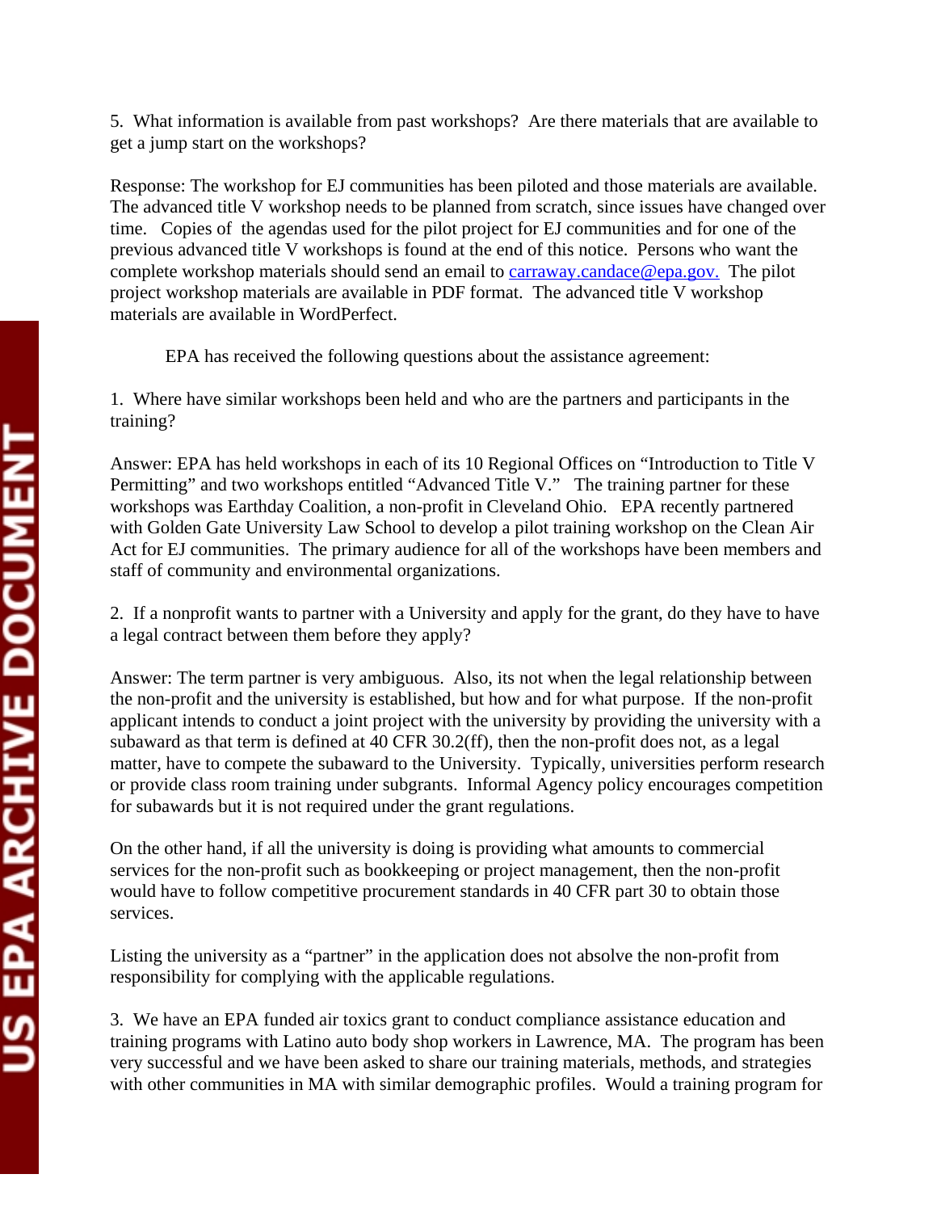5. What information is available from past workshops? Are there materials that are available to get a jump start on the workshops?

Response: The workshop for EJ communities has been piloted and those materials are available. The advanced title V workshop needs to be planned from scratch, since issues have changed over time. Copies of the agendas used for the pilot project for EJ communities and for one of the previous advanced title V workshops is found at the end of this notice. Persons who want the complete workshop materials should send an email to carraway.candace@epa.gov. The pilot project workshop materials are available in PDF format. The advanced title V workshop materials are available in WordPerfect.

EPA has received the following questions about the assistance agreement:

1. Where have similar workshops been held and who are the partners and participants in the training?

Answer: EPA has held workshops in each of its 10 Regional Offices on "Introduction to Title V Permitting" and two workshops entitled "Advanced Title V." The training partner for these workshops was Earthday Coalition, a non-profit in Cleveland Ohio. EPA recently partnered with Golden Gate University Law School to develop a pilot training workshop on the Clean Air Act for EJ communities. The primary audience for all of the workshops have been members and staff of community and environmental organizations.

2. If a nonprofit wants to partner with a University and apply for the grant, do they have to have a legal contract between them before they apply?

Answer: The term partner is very ambiguous. Also, its not when the legal relationship between the non-profit and the university is established, but how and for what purpose. If the non-profit applicant intends to conduct a joint project with the university by providing the university with a subaward as that term is defined at 40 CFR 30.2(ff), then the non-profit does not, as a legal matter, have to compete the subaward to the University. Typically, universities perform research or provide class room training under subgrants. Informal Agency policy encourages competition for subawards but it is not required under the grant regulations.

On the other hand, if all the university is doing is providing what amounts to commercial services for the non-profit such as bookkeeping or project management, then the non-profit would have to follow competitive procurement standards in 40 CFR part 30 to obtain those services.

Listing the university as a "partner" in the application does not absolve the non-profit from responsibility for complying with the applicable regulations.

3. We have an EPA funded air toxics grant to conduct compliance assistance education and training programs with Latino auto body shop workers in Lawrence, MA. The program has been very successful and we have been asked to share our training materials, methods, and strategies with other communities in MA with similar demographic profiles. Would a training program for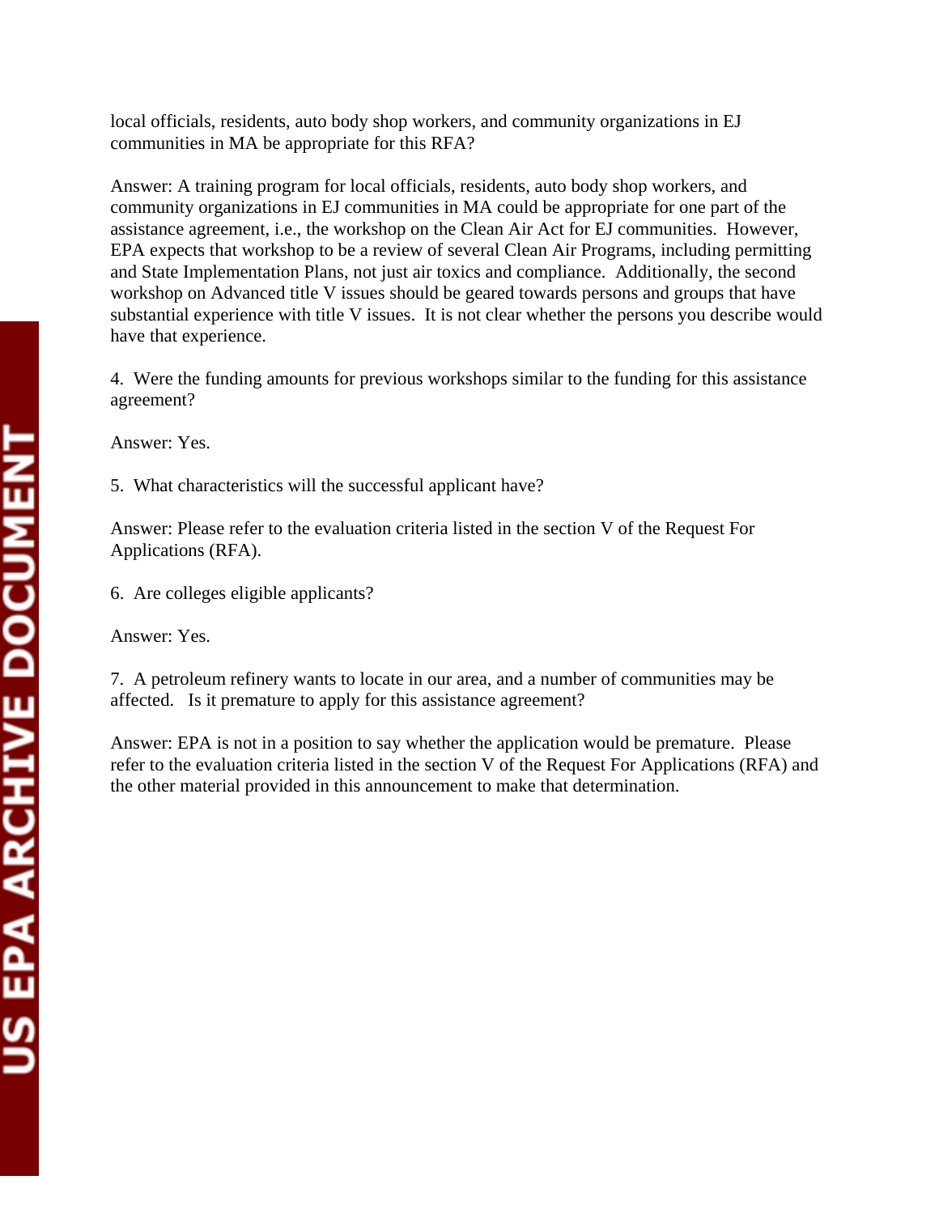local officials, residents, auto body shop workers, and community organizations in EJ communities in MA be appropriate for this RFA?

Answer: A training program for local officials, residents, auto body shop workers, and community organizations in EJ communities in MA could be appropriate for one part of the assistance agreement, i.e., the workshop on the Clean Air Act for EJ communities. However, EPA expects that workshop to be a review of several Clean Air Programs, including permitting and State Implementation Plans, not just air toxics and compliance. Additionally, the second workshop on Advanced title V issues should be geared towards persons and groups that have substantial experience with title V issues. It is not clear whether the persons you describe would have that experience.

4. Were the funding amounts for previous workshops similar to the funding for this assistance agreement?

Answer: Yes.

5. What characteristics will the successful applicant have?

Answer: Please refer to the evaluation criteria listed in the section V of the Request For Applications (RFA).

6. Are colleges eligible applicants?

Answer: Yes.

7. A petroleum refinery wants to locate in our area, and a number of communities may be affected. Is it premature to apply for this assistance agreement?

Answer: EPA is not in a position to say whether the application would be premature. Please refer to the evaluation criteria listed in the section V of the Request For Applications (RFA) and the other material provided in this announcement to make that determination.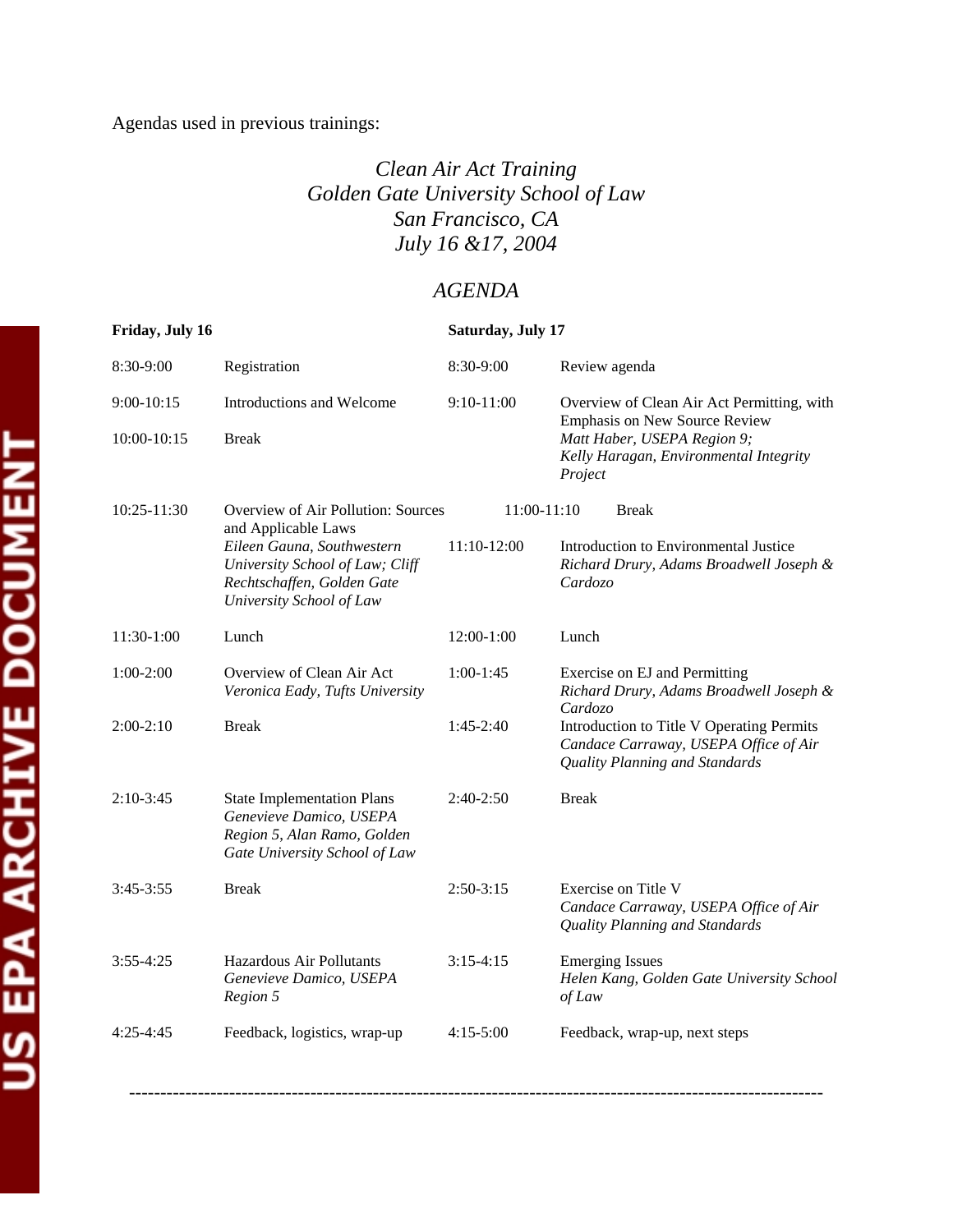Agendas used in previous trainings:

*Clean Air Act Training*
*Golden Gate University School of Law*
*San Francisco, CA*
*July 16 &17, 2004*

## *AGENDA*

**Friday, July 16**

| Time | Session |
|---|---|
| 8:30-9:00 | Registration |
| 9:00-10:15 | Introductions and Welcome |
| 10:00-10:15 | Break |
| 10:25-11:30 | Overview of Air Pollution: Sources and Applicable Laws<br>*Eileen Gauna, Southwestern University School of Law; Cliff Rechtschaffen, Golden Gate University School of Law* |
| 11:30-1:00 | Lunch |
| 1:00-2:00 | Overview of Clean Air Act<br>*Veronica Eady, Tufts University* |
| 2:00-2:10 | Break |
| 2:10-3:45 | State Implementation Plans<br>*Genevieve Damico, USEPA Region 5, Alan Ramo, Golden Gate University School of Law* |
| 3:45-3:55 | Break |
| 3:55-4:25 | Hazardous Air Pollutants<br>*Genevieve Damico, USEPA Region 5* |
| 4:25-4:45 | Feedback, logistics, wrap-up |

**Saturday, July 17**

| Time | Session |
|---|---|
| 8:30-9:00 | Review agenda |
| 9:10-11:00 | Overview of Clean Air Act Permitting, with Emphasis on New Source Review<br>*Matt Haber, USEPA Region 9; Kelly Haragan, Environmental Integrity Project* |
| 11:00-11:10 | Break |
| 11:10-12:00 | Introduction to Environmental Justice<br>*Richard Drury, Adams Broadwell Joseph & Cardozo* |
| 12:00-1:00 | Lunch |
| 1:00-1:45 | Exercise on EJ and Permitting<br>*Richard Drury, Adams Broadwell Joseph & Cardozo* |
| 1:45-2:40 | Introduction to Title V Operating Permits<br>*Candace Carraway, USEPA Office of Air Quality Planning and Standards* |
| 2:40-2:50 | Break |
| 2:50-3:15 | Exercise on Title V<br>*Candace Carraway, USEPA Office of Air Quality Planning and Standards* |
| 3:15-4:15 | Emerging Issues<br>*Helen Kang, Golden Gate University School of Law* |
| 4:15-5:00 | Feedback, wrap-up, next steps |

---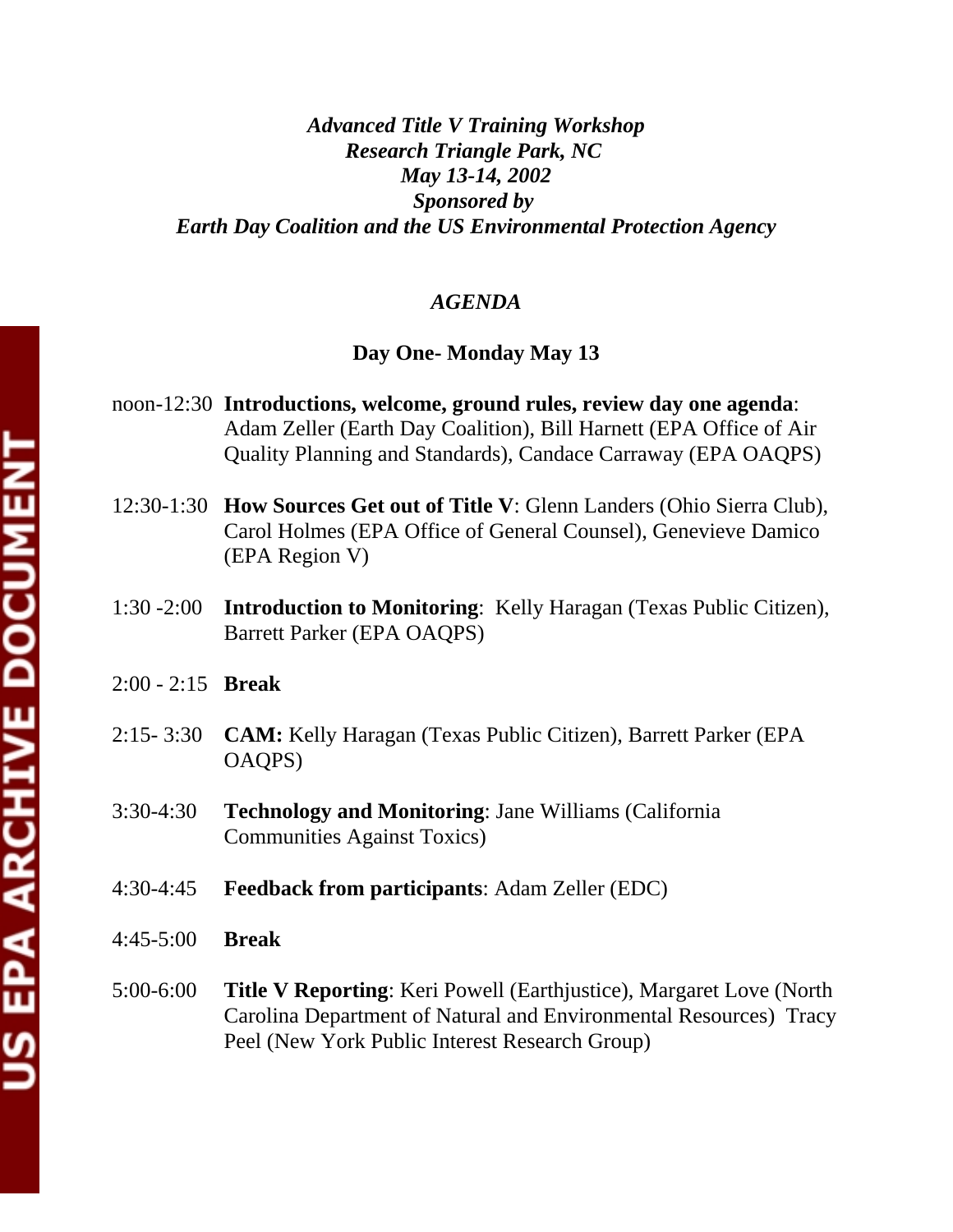*Advanced Title V Training Workshop*
*Research Triangle Park, NC*
*May 13-14, 2002*
*Sponsored by*
*Earth Day Coalition and the US Environmental Protection Agency*

## *AGENDA*

### Day One- Monday May 13

noon-12:30 **Introductions, welcome, ground rules, review day one agenda**: Adam Zeller (Earth Day Coalition), Bill Harnett (EPA Office of Air Quality Planning and Standards), Candace Carraway (EPA OAQPS)

12:30-1:30 **How Sources Get out of Title V**: Glenn Landers (Ohio Sierra Club), Carol Holmes (EPA Office of General Counsel), Genevieve Damico (EPA Region V)

1:30 -2:00 **Introduction to Monitoring**: Kelly Haragan (Texas Public Citizen), Barrett Parker (EPA OAQPS)

2:00 - 2:15 **Break**

2:15- 3:30 **CAM:** Kelly Haragan (Texas Public Citizen), Barrett Parker (EPA OAQPS)

3:30-4:30 **Technology and Monitoring**: Jane Williams (California Communities Against Toxics)

4:30-4:45 **Feedback from participants**: Adam Zeller (EDC)

4:45-5:00 **Break**

5:00-6:00 **Title V Reporting**: Keri Powell (Earthjustice), Margaret Love (North Carolina Department of Natural and Environmental Resources) Tracy Peel (New York Public Interest Research Group)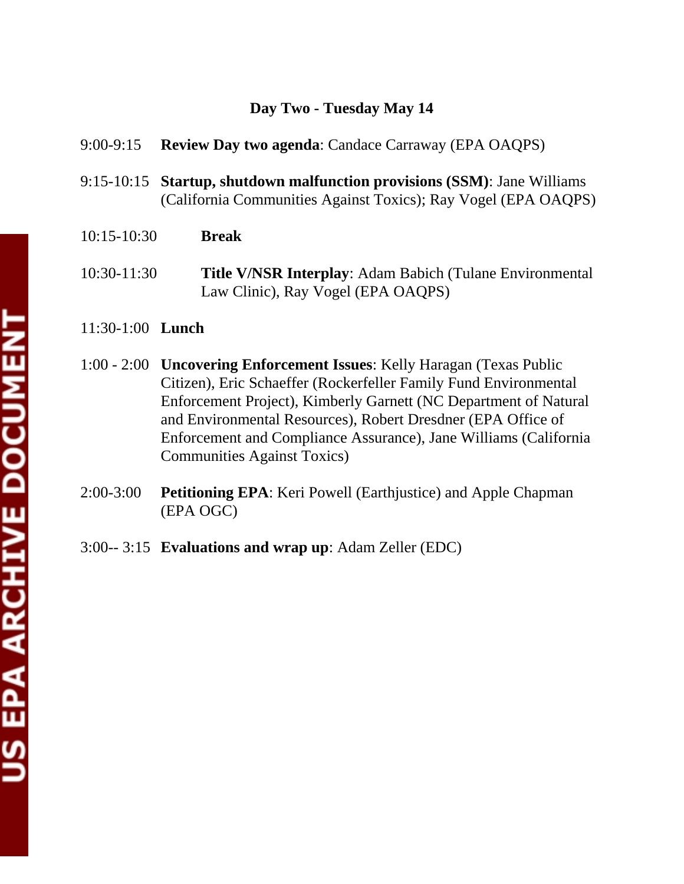## Day Two - Tuesday May 14

9:00-9:15 **Review Day two agenda**: Candace Carraway (EPA OAQPS)

9:15-10:15 **Startup, shutdown malfunction provisions (SSM)**: Jane Williams (California Communities Against Toxics); Ray Vogel (EPA OAQPS)

10:15-10:30 **Break**

10:30-11:30 **Title V/NSR Interplay**: Adam Babich (Tulane Environmental Law Clinic), Ray Vogel (EPA OAQPS)

11:30-1:00 **Lunch**

1:00 - 2:00 **Uncovering Enforcement Issues**: Kelly Haragan (Texas Public Citizen), Eric Schaeffer (Rockerfeller Family Fund Environmental Enforcement Project), Kimberly Garnett (NC Department of Natural and Environmental Resources), Robert Dresdner (EPA Office of Enforcement and Compliance Assurance), Jane Williams (California Communities Against Toxics)

2:00-3:00 **Petitioning EPA**: Keri Powell (Earthjustice) and Apple Chapman (EPA OGC)

3:00-- 3:15 **Evaluations and wrap up**: Adam Zeller (EDC)